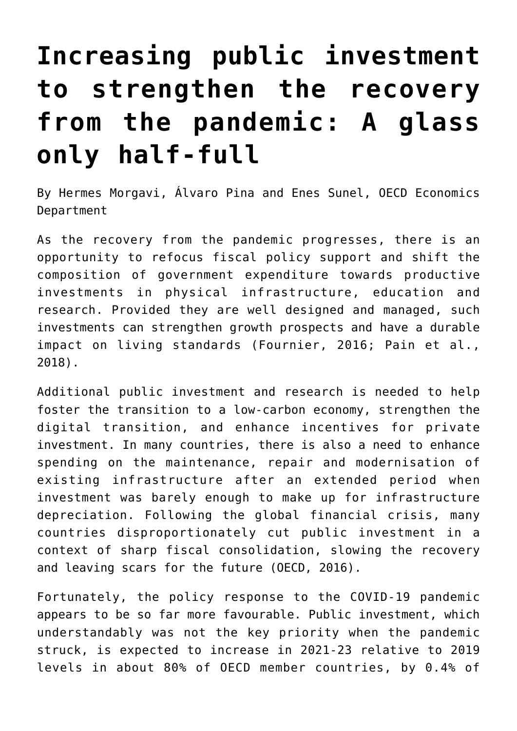# Increasing public investment to strengthen the recovery from the pandemic: A glass only half-full

By Hermes Morgavi, Álvaro Pina and Enes Sunel, OECD Economics Department

As the recovery from the pandemic progresses, there is an opportunity to refocus fiscal policy support and shift the composition of government expenditure towards productive investments in physical infrastructure, education and research. Provided they are well designed and managed, such investments can strengthen growth prospects and have a durable impact on living standards (Fournier, 2016; Pain et al., 2018).

Additional public investment and research is needed to help foster the transition to a low-carbon economy, strengthen the digital transition, and enhance incentives for private investment. In many countries, there is also a need to enhance spending on the maintenance, repair and modernisation of existing infrastructure after an extended period when investment was barely enough to make up for infrastructure depreciation. Following the global financial crisis, many countries disproportionately cut public investment in a context of sharp fiscal consolidation, slowing the recovery and leaving scars for the future (OECD, 2016).

Fortunately, the policy response to the COVID-19 pandemic appears to be so far more favourable. Public investment, which understandably was not the key priority when the pandemic struck, is expected to increase in 2021-23 relative to 2019 levels in about 80% of OECD member countries, by 0.4% of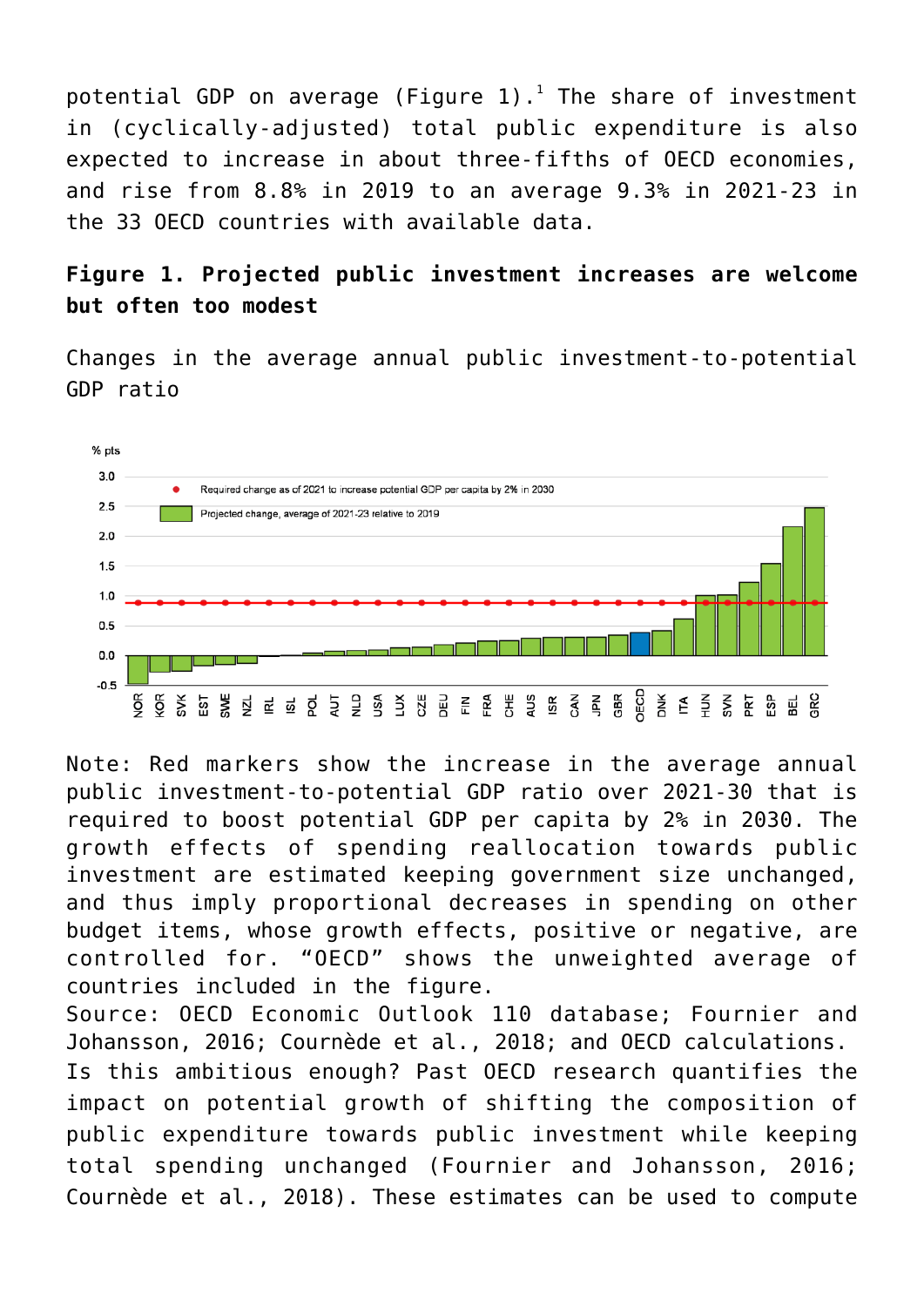potential GDP on average (Figure 1).[1] The share of investment in (cyclically-adjusted) total public expenditure is also expected to increase in about three-fifths of OECD economies, and rise from 8.8% in 2019 to an average 9.3% in 2021-23 in the 33 OECD countries with available data.

**Figure 1. Projected public investment increases are welcome but often too modest**

Changes in the average annual public investment-to-potential GDP ratio

Note: Red markers show the increase in the average annual public investment-to-potential GDP ratio over 2021-30 that is required to boost potential GDP per capita by 2% in 2030. The growth effects of spending reallocation towards public investment are estimated keeping government size unchanged, and thus imply proportional decreases in spending on other budget items, whose growth effects, positive or negative, are controlled for. "OECD" shows the unweighted average of countries included in the figure.

Source: OECD Economic Outlook 110 database; Fournier and Johansson, 2016; Cournède et al., 2018; and OECD calculations.

Is this ambitious enough? Past OECD research quantifies the impact on potential growth of shifting the composition of public expenditure towards public investment while keeping total spending unchanged (Fournier and Johansson, 2016; Cournède et al., 2018). These estimates can be used to compute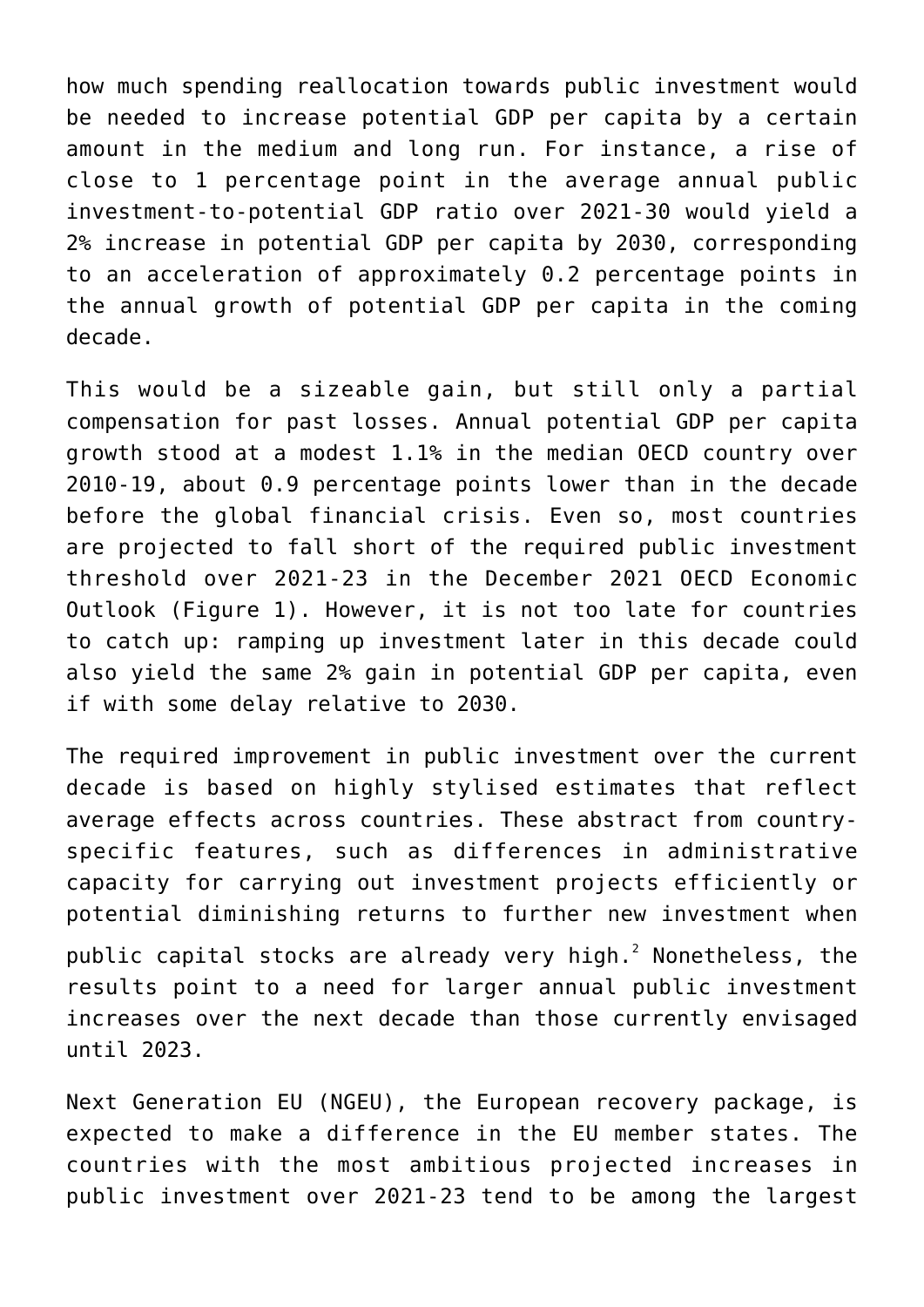how much spending reallocation towards public investment would be needed to increase potential GDP per capita by a certain amount in the medium and long run. For instance, a rise of close to 1 percentage point in the average annual public investment-to-potential GDP ratio over 2021-30 would yield a 2% increase in potential GDP per capita by 2030, corresponding to an acceleration of approximately 0.2 percentage points in the annual growth of potential GDP per capita in the coming decade.

This would be a sizeable gain, but still only a partial compensation for past losses. Annual potential GDP per capita growth stood at a modest 1.1% in the median OECD country over 2010-19, about 0.9 percentage points lower than in the decade before the global financial crisis. Even so, most countries are projected to fall short of the required public investment threshold over 2021-23 in the December 2021 OECD Economic Outlook (Figure 1). However, it is not too late for countries to catch up: ramping up investment later in this decade could also yield the same 2% gain in potential GDP per capita, even if with some delay relative to 2030.

The required improvement in public investment over the current decade is based on highly stylised estimates that reflect average effects across countries. These abstract from country-specific features, such as differences in administrative capacity for carrying out investment projects efficiently or potential diminishing returns to further new investment when public capital stocks are already very high.[2] Nonetheless, the results point to a need for larger annual public investment increases over the next decade than those currently envisaged until 2023.

Next Generation EU (NGEU), the European recovery package, is expected to make a difference in the EU member states. The countries with the most ambitious projected increases in public investment over 2021-23 tend to be among the largest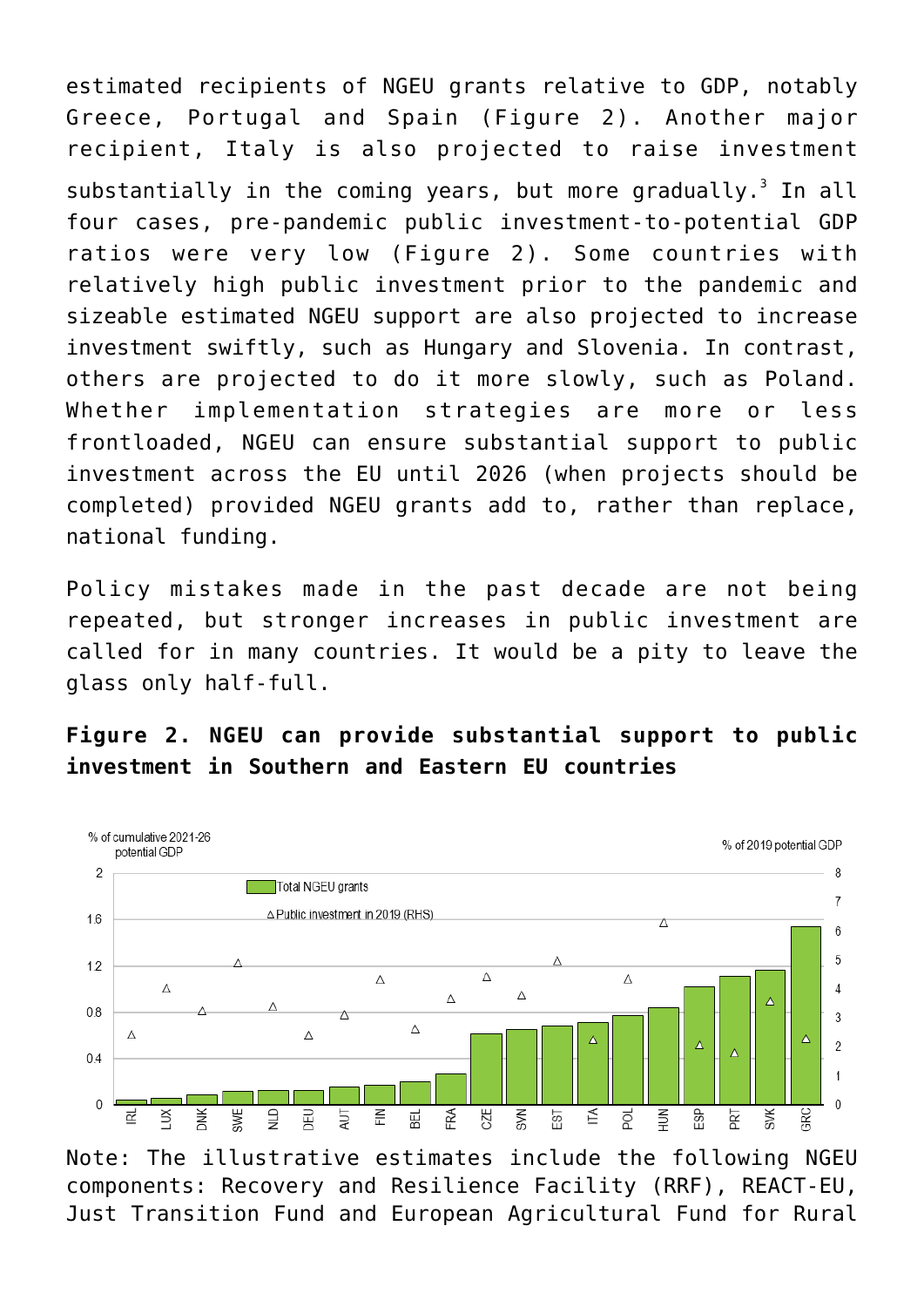estimated recipients of NGEU grants relative to GDP, notably Greece, Portugal and Spain (Figure 2). Another major recipient, Italy is also projected to raise investment substantially in the coming years, but more gradually.[3] In all four cases, pre-pandemic public investment-to-potential GDP ratios were very low (Figure 2). Some countries with relatively high public investment prior to the pandemic and sizeable estimated NGEU support are also projected to increase investment swiftly, such as Hungary and Slovenia. In contrast, others are projected to do it more slowly, such as Poland. Whether implementation strategies are more or less frontloaded, NGEU can ensure substantial support to public investment across the EU until 2026 (when projects should be completed) provided NGEU grants add to, rather than replace, national funding.

Policy mistakes made in the past decade are not being repeated, but stronger increases in public investment are called for in many countries. It would be a pity to leave the glass only half-full.

**Figure 2. NGEU can provide substantial support to public investment in Southern and Eastern EU countries**

Note: The illustrative estimates include the following NGEU components: Recovery and Resilience Facility (RRF), REACT-EU, Just Transition Fund and European Agricultural Fund for Rural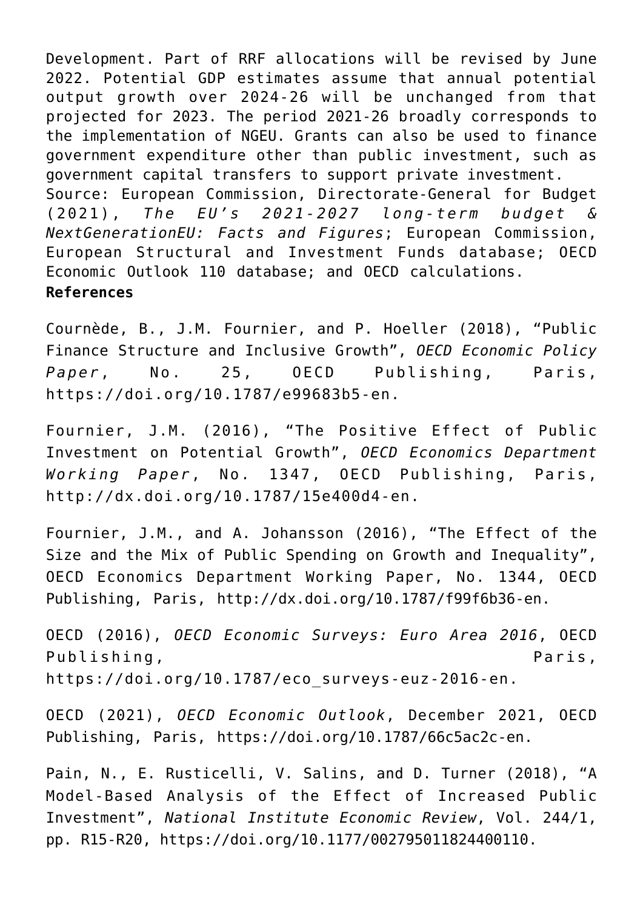Development. Part of RRF allocations will be revised by June 2022. Potential GDP estimates assume that annual potential output growth over 2024-26 will be unchanged from that projected for 2023. The period 2021-26 broadly corresponds to the implementation of NGEU. Grants can also be used to finance government expenditure other than public investment, such as government capital transfers to support private investment.
Source: European Commission, Directorate-General for Budget (2021), *The EU's 2021-2027 long-term budget & NextGenerationEU: Facts and Figures*; European Commission, European Structural and Investment Funds database; OECD Economic Outlook 110 database; and OECD calculations.

**References**

Cournède, B., J.M. Fournier, and P. Hoeller (2018), "Public Finance Structure and Inclusive Growth", *OECD Economic Policy Paper*, No. 25, OECD Publishing, Paris, https://doi.org/10.1787/e99683b5-en.

Fournier, J.M. (2016), "The Positive Effect of Public Investment on Potential Growth", *OECD Economics Department Working Paper*, No. 1347, OECD Publishing, Paris, http://dx.doi.org/10.1787/15e400d4-en.

Fournier, J.M., and A. Johansson (2016), "The Effect of the Size and the Mix of Public Spending on Growth and Inequality", OECD Economics Department Working Paper, No. 1344, OECD Publishing, Paris, http://dx.doi.org/10.1787/f99f6b36-en.

OECD (2016), *OECD Economic Surveys: Euro Area 2016*, OECD Publishing, Paris, https://doi.org/10.1787/eco_surveys-euz-2016-en.

OECD (2021), *OECD Economic Outlook*, December 2021, OECD Publishing, Paris, https://doi.org/10.1787/66c5ac2c-en.

Pain, N., E. Rusticelli, V. Salins, and D. Turner (2018), "A Model-Based Analysis of the Effect of Increased Public Investment", *National Institute Economic Review*, Vol. 244/1, pp. R15-R20, https://doi.org/10.1177/002795011824400110.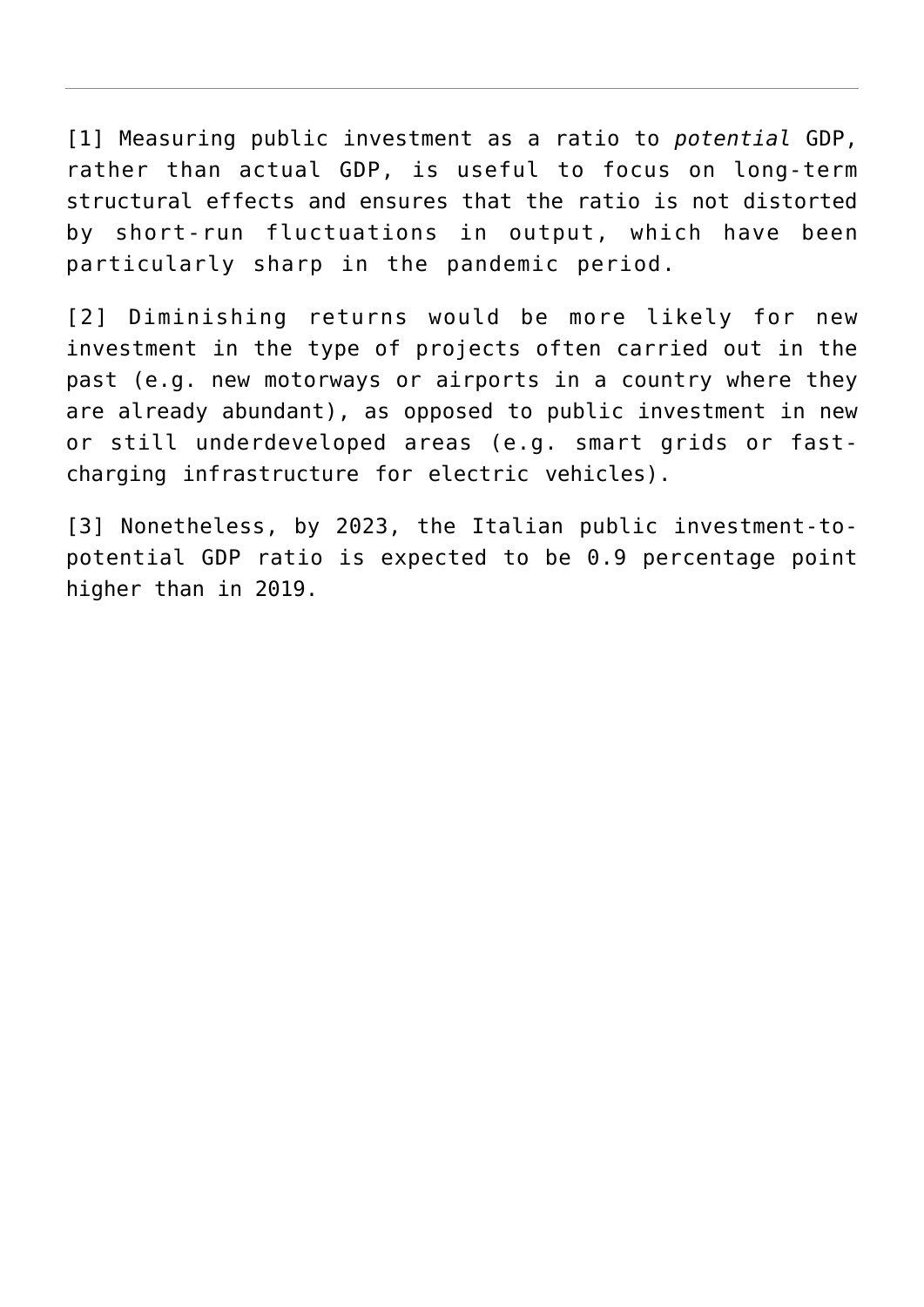---

[1] Measuring public investment as a ratio to *potential* GDP, rather than actual GDP, is useful to focus on long-term structural effects and ensures that the ratio is not distorted by short-run fluctuations in output, which have been particularly sharp in the pandemic period.

[2] Diminishing returns would be more likely for new investment in the type of projects often carried out in the past (e.g. new motorways or airports in a country where they are already abundant), as opposed to public investment in new or still underdeveloped areas (e.g. smart grids or fast-charging infrastructure for electric vehicles).

[3] Nonetheless, by 2023, the Italian public investment-to-potential GDP ratio is expected to be 0.9 percentage point higher than in 2019.